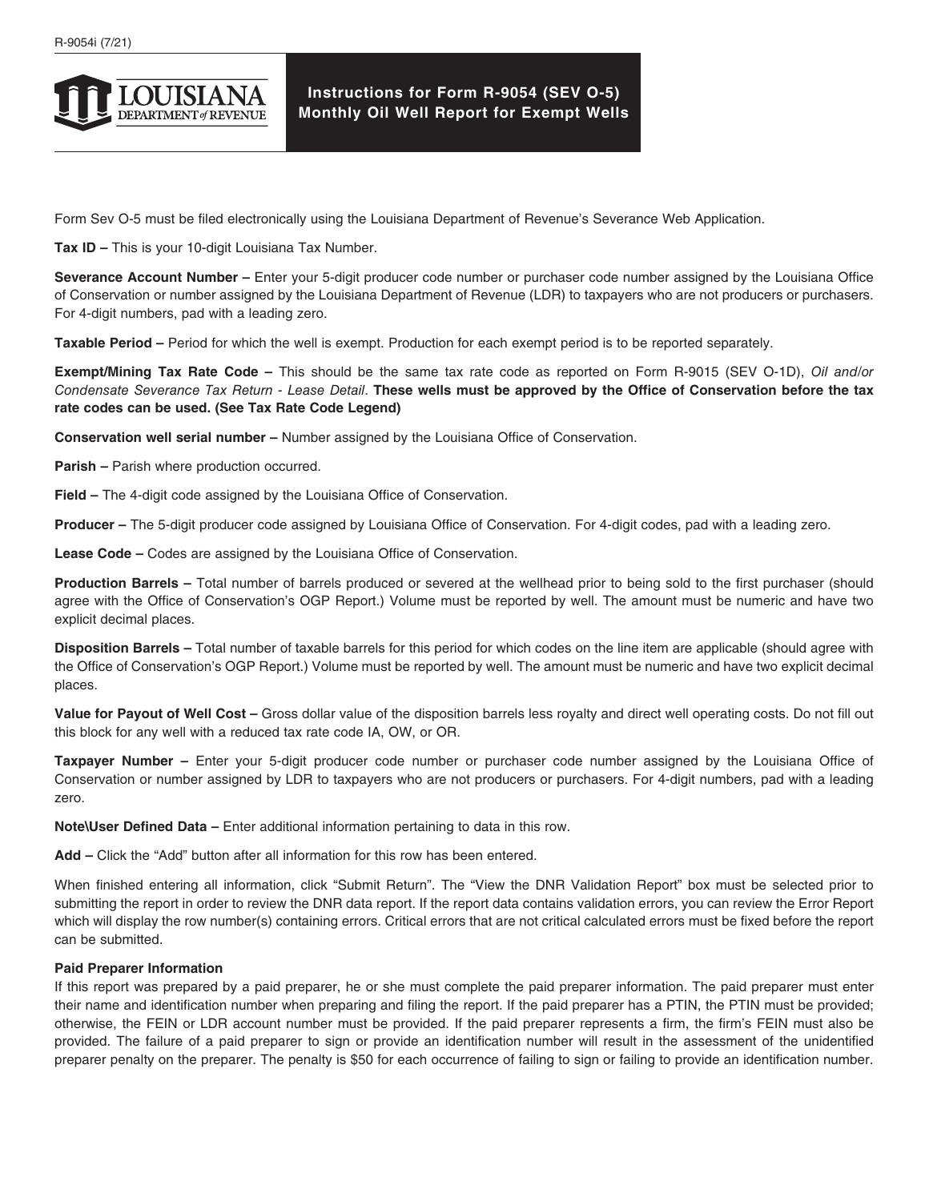R-9054i (7/21)

LOUISIANA DEPARTMENT of REVENUE

# Instructions for Form R-9054 (SEV O-5) Monthly Oil Well Report for Exempt Wells

Form Sev O-5 must be filed electronically using the Louisiana Department of Revenue's Severance Web Application.

**Tax ID –** This is your 10-digit Louisiana Tax Number.

**Severance Account Number –** Enter your 5-digit producer code number or purchaser code number assigned by the Louisiana Office of Conservation or number assigned by the Louisiana Department of Revenue (LDR) to taxpayers who are not producers or purchasers. For 4-digit numbers, pad with a leading zero.

**Taxable Period –** Period for which the well is exempt. Production for each exempt period is to be reported separately.

**Exempt/Mining Tax Rate Code –** This should be the same tax rate code as reported on Form R-9015 (SEV O-1D), *Oil and/or Condensate Severance Tax Return - Lease Detail*. **These wells must be approved by the Office of Conservation before the tax rate codes can be used. (See Tax Rate Code Legend)**

**Conservation well serial number –** Number assigned by the Louisiana Office of Conservation.

**Parish –** Parish where production occurred.

**Field –** The 4-digit code assigned by the Louisiana Office of Conservation.

**Producer –** The 5-digit producer code assigned by Louisiana Office of Conservation. For 4-digit codes, pad with a leading zero.

**Lease Code –** Codes are assigned by the Louisiana Office of Conservation.

**Production Barrels –** Total number of barrels produced or severed at the wellhead prior to being sold to the first purchaser (should agree with the Office of Conservation's OGP Report.) Volume must be reported by well. The amount must be numeric and have two explicit decimal places.

**Disposition Barrels –** Total number of taxable barrels for this period for which codes on the line item are applicable (should agree with the Office of Conservation's OGP Report.) Volume must be reported by well. The amount must be numeric and have two explicit decimal places.

**Value for Payout of Well Cost –** Gross dollar value of the disposition barrels less royalty and direct well operating costs. Do not fill out this block for any well with a reduced tax rate code IA, OW, or OR.

**Taxpayer Number –** Enter your 5-digit producer code number or purchaser code number assigned by the Louisiana Office of Conservation or number assigned by LDR to taxpayers who are not producers or purchasers. For 4-digit numbers, pad with a leading zero.

**Note\User Defined Data –** Enter additional information pertaining to data in this row.

**Add –** Click the "Add" button after all information for this row has been entered.

When finished entering all information, click "Submit Return". The "View the DNR Validation Report" box must be selected prior to submitting the report in order to review the DNR data report. If the report data contains validation errors, you can review the Error Report which will display the row number(s) containing errors. Critical errors that are not critical calculated errors must be fixed before the report can be submitted.

### Paid Preparer Information

If this report was prepared by a paid preparer, he or she must complete the paid preparer information. The paid preparer must enter their name and identification number when preparing and filing the report. If the paid preparer has a PTIN, the PTIN must be provided; otherwise, the FEIN or LDR account number must be provided. If the paid preparer represents a firm, the firm's FEIN must also be provided. The failure of a paid preparer to sign or provide an identification number will result in the assessment of the unidentified preparer penalty on the preparer. The penalty is $50 for each occurrence of failing to sign or failing to provide an identification number.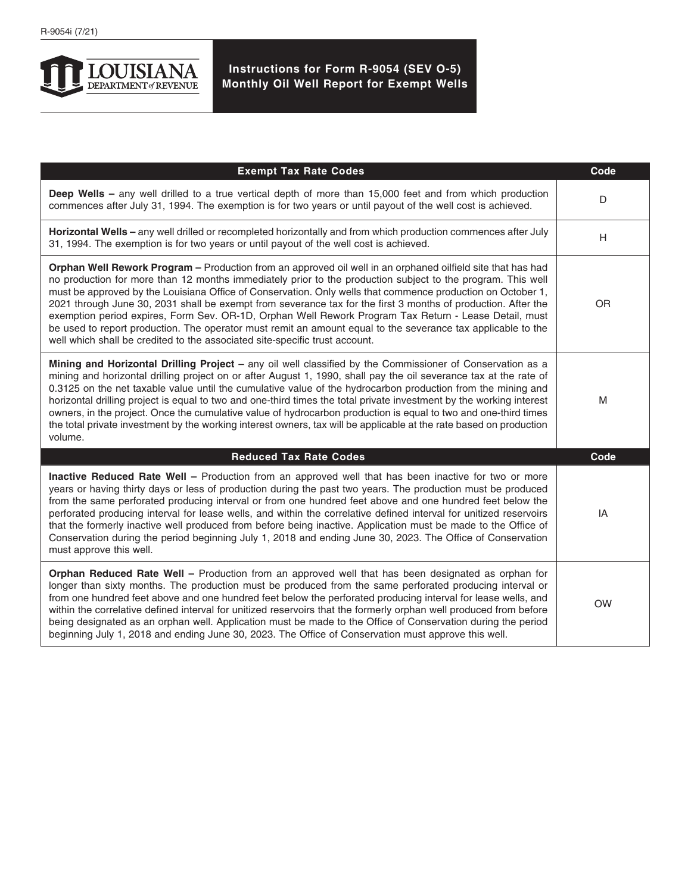R-9054i (7/21)

LOUISIANA DEPARTMENT of REVENUE

# Instructions for Form R-9054 (SEV O-5) Monthly Oil Well Report for Exempt Wells

| Exempt Tax Rate Codes | Code |
|---|---|
| **Deep Wells –** any well drilled to a true vertical depth of more than 15,000 feet and from which production commences after July 31, 1994. The exemption is for two years or until payout of the well cost is achieved. | D |
| **Horizontal Wells –** any well drilled or recompleted horizontally and from which production commences after July 31, 1994. The exemption is for two years or until payout of the well cost is achieved. | H |
| **Orphan Well Rework Program –** Production from an approved oil well in an orphaned oilfield site that has had no production for more than 12 months immediately prior to the production subject to the program. This well must be approved by the Louisiana Office of Conservation. Only wells that commence production on October 1, 2021 through June 30, 2031 shall be exempt from severance tax for the first 3 months of production. After the exemption period expires, Form Sev. OR-1D, Orphan Well Rework Program Tax Return - Lease Detail, must be used to report production. The operator must remit an amount equal to the severance tax applicable to the well which shall be credited to the associated site-specific trust account. | OR |
| **Mining and Horizontal Drilling Project –** any oil well classified by the Commissioner of Conservation as a mining and horizontal drilling project on or after August 1, 1990, shall pay the oil severance tax at the rate of 0.3125 on the net taxable value until the cumulative value of the hydrocarbon production from the mining and horizontal drilling project is equal to two and one-third times the total private investment by the working interest owners, in the project. Once the cumulative value of hydrocarbon production is equal to two and one-third times the total private investment by the working interest owners, tax will be applicable at the rate based on production volume. | M |
| **Reduced Tax Rate Codes** | **Code** |
| **Inactive Reduced Rate Well –** Production from an approved well that has been inactive for two or more years or having thirty days or less of production during the past two years. The production must be produced from the same perforated producing interval or from one hundred feet above and one hundred feet below the perforated producing interval for lease wells, and within the correlative defined interval for unitized reservoirs that the formerly inactive well produced from before being inactive. Application must be made to the Office of Conservation during the period beginning July 1, 2018 and ending June 30, 2023. The Office of Conservation must approve this well. | IA |
| **Orphan Reduced Rate Well –** Production from an approved well that has been designated as orphan for longer than sixty months. The production must be produced from the same perforated producing interval or from one hundred feet above and one hundred feet below the perforated producing interval for lease wells, and within the correlative defined interval for unitized reservoirs that the formerly orphan well produced from before being designated as an orphan well. Application must be made to the Office of Conservation during the period beginning July 1, 2018 and ending June 30, 2023. The Office of Conservation must approve this well. | OW |